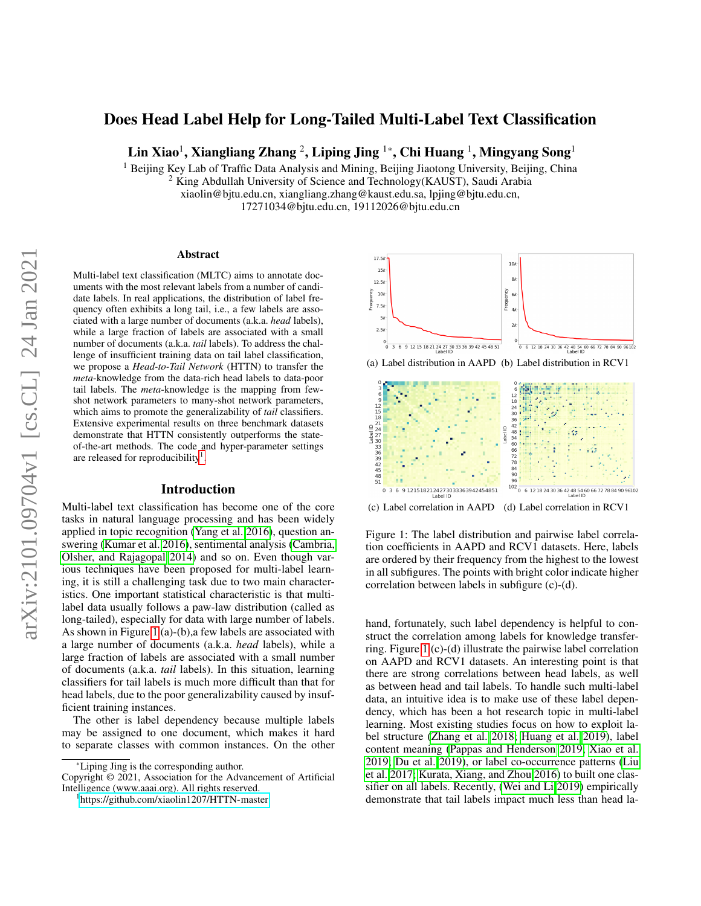# Does Head Label Help for Long-Tailed Multi-Label Text Classification

**Lin Xiao**[1], **Xiangliang Zhang** [2], **Liping Jing** [1*], **Chi Huang** [1], **Mingyang Song**[1]

[1] Beijing Key Lab of Traffic Data Analysis and Mining, Beijing Jiaotong University, Beijing, China
[2] King Abdullah University of Science and Technology(KAUST), Saudi Arabia
xiaolin@bjtu.edu.cn, xiangliang.zhang@kaust.edu.sa, lpjing@bjtu.edu.cn,
17271034@bjtu.edu.cn, 19112026@bjtu.edu.cn

## Abstract

Multi-label text classification (MLTC) aims to annotate documents with the most relevant labels from a number of candidate labels. In real applications, the distribution of label frequency often exhibits a long tail, i.e., a few labels are associated with a large number of documents (a.k.a. *head* labels), while a large fraction of labels are associated with a small number of documents (a.k.a. *tail* labels). To address the challenge of insufficient training data on tail label classification, we propose a *Head-to-Tail Network* (HTTN) to transfer the *meta*-knowledge from the data-rich head labels to data-poor tail labels. The *meta*-knowledge is the mapping from few-shot network parameters to many-shot network parameters, which aims to promote the generalizability of *tail* classifiers. Extensive experimental results on three benchmark datasets demonstrate that HTTN consistently outperforms the state-of-the-art methods. The code and hyper-parameter settings are released for reproducibility[1].

## Introduction

Multi-label text classification has become one of the core tasks in natural language processing and has been widely applied in topic recognition (Yang et al. 2016), question answering (Kumar et al. 2016), sentimental analysis (Cambria, Olsher, and Rajagopal 2014) and so on. Even though various techniques have been proposed for multi-label learning, it is still a challenging task due to two main characteristics. One important statistical characteristic is that multi-label data usually follows a paw-law distribution (called as long-tailed), especially for data with large number of labels. As shown in Figure 1(a)-(b),a few labels are associated with a large number of documents (a.k.a. *head* labels), while a large fraction of labels are associated with a small number of documents (a.k.a. *tail* labels). In this situation, learning classifiers for tail labels is much more difficult than that for head labels, due to the poor generalizability caused by insufficient training instances.

The other is label dependency because multiple labels may be assigned to one document, which makes it hard to separate classes with common instances. On the other hand, fortunately, such label dependency is helpful to construct the correlation among labels for knowledge transferring. Figure 1(c)-(d) illustrate the pairwise label correlation on AAPD and RCV1 datasets. An interesting point is that there are strong correlations between head labels, as well as between head and tail labels. To handle such multi-label data, an intuitive idea is to make use of these label dependency, which has been a hot research topic in multi-label learning. Most existing studies focus on how to exploit label structure (Zhang et al. 2018; Huang et al. 2019), label content meaning (Pappas and Henderson 2019; Xiao et al. 2019; Du et al. 2019), or label co-occurrence patterns (Liu et al. 2017; Kurata, Xiang, and Zhou 2016) to built one classifier on all labels. Recently, (Wei and Li 2019) empirically demonstrate that tail labels impact much less than head la-

(a) Label distribution in AAPD (b) Label distribution in RCV1

(c) Label correlation in AAPD (d) Label correlation in RCV1

Figure 1: The label distribution and pairwise label correlation coefficients in AAPD and RCV1 datasets. Here, labels are ordered by their frequency from the highest to the lowest in all subfigures. The points with bright color indicate higher correlation between labels in subfigure (c)-(d).

*Liping Jing is the corresponding author.
Copyright © 2021, Association for the Advancement of Artificial Intelligence (www.aaai.org). All rights reserved.
[1] https://github.com/xiaolin1207/HTTN-master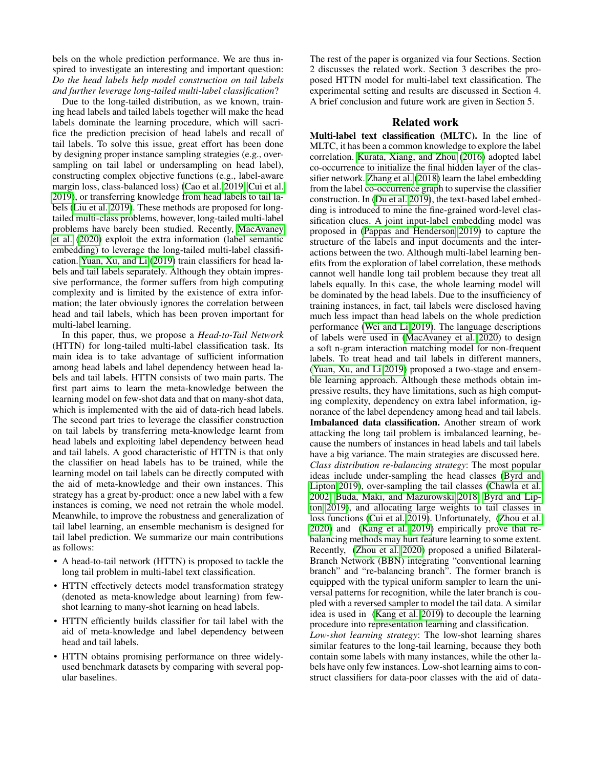bels on the whole prediction performance. We are thus inspired to investigate an interesting and important question: *Do the head labels help model construction on tail labels and further leverage long-tailed multi-label classification*?

Due to the long-tailed distribution, as we known, training head labels and tailed labels together will make the head labels dominate the learning procedure, which will sacrifice the prediction precision of head labels and recall of tail labels. To solve this issue, great effort has been done by designing proper instance sampling strategies (e.g., oversampling on tail label or undersampling on head label), constructing complex objective functions (e.g., label-aware margin loss, class-balanced loss) (Cao et al. 2019; Cui et al. 2019), or transferring knowledge from head labels to tail labels (Liu et al. 2019). These methods are proposed for long-tailed multi-class problems, however, long-tailed multi-label problems have barely been studied. Recently, MacAvaney et al. (2020) exploit the extra information (label semantic embedding) to leverage the long-tailed multi-label classification. Yuan, Xu, and Li (2019) train classifiers for head labels and tail labels separately. Although they obtain impressive performance, the former suffers from high computing complexity and is limited by the existence of extra information; the later obviously ignores the correlation between head and tail labels, which has been proven important for multi-label learning.

In this paper, thus, we propose a *Head-to-Tail Network* (HTTN) for long-tailed multi-label classification task. Its main idea is to take advantage of sufficient information among head labels and label dependency between head labels and tail labels. HTTN consists of two main parts. The first part aims to learn the meta-knowledge between the learning model on few-shot data and that on many-shot data, which is implemented with the aid of data-rich head labels. The second part tries to leverage the classifier construction on tail labels by transferring meta-knowledge learnt from head labels and exploiting label dependency between head and tail labels. A good characteristic of HTTN is that only the classifier on head labels has to be trained, while the learning model on tail labels can be directly computed with the aid of meta-knowledge and their own instances. This strategy has a great by-product: once a new label with a few instances is coming, we need not retrain the whole model. Meanwhile, to improve the robustness and generalization of tail label learning, an ensemble mechanism is designed for tail label prediction. We summarize our main contributions as follows:

- A head-to-tail network (HTTN) is proposed to tackle the long tail problem in multi-label text classification.
- HTTN effectively detects model transformation strategy (denoted as meta-knowledge about learning) from few-shot learning to many-shot learning on head labels.
- HTTN efficiently builds classifier for tail label with the aid of meta-knowledge and label dependency between head and tail labels.
- HTTN obtains promising performance on three widely-used benchmark datasets by comparing with several popular baselines.

The rest of the paper is organized via four Sections. Section 2 discusses the related work. Section 3 describes the proposed HTTN model for multi-label text classification. The experimental setting and results are discussed in Section 4. A brief conclusion and future work are given in Section 5.

## Related work

**Multi-label text classification (MLTC).** In the line of MLTC, it has been a common knowledge to explore the label correlation. Kurata, Xiang, and Zhou (2016) adopted label co-occurrence to initialize the final hidden layer of the classifier network. Zhang et al. (2018) learn the label embedding from the label co-occurrence graph to supervise the classifier construction. In (Du et al. 2019), the text-based label embedding is introduced to mine the fine-grained word-level classification clues. A joint input-label embedding model was proposed in (Pappas and Henderson 2019) to capture the structure of the labels and input documents and the interactions between the two. Although multi-label learning benefits from the exploration of label correlation, these methods cannot well handle long tail problem because they treat all labels equally. In this case, the whole learning model will be dominated by the head labels. Due to the insufficiency of training instances, in fact, tail labels were disclosed having much less impact than head labels on the whole prediction performance (Wei and Li 2019). The language descriptions of labels were used in (MacAvaney et al. 2020) to design a soft n-gram interaction matching model for non-frequent labels. To treat head and tail labels in different manners, (Yuan, Xu, and Li 2019) proposed a two-stage and ensemble learning approach. Although these methods obtain impressive results, they have limitations, such as high computing complexity, dependency on extra label information, ignorance of the label dependency among head and tail labels.

**Imbalanced data classification.** Another stream of work attacking the long tail problem is imbalanced learning, because the numbers of instances in head labels and tail labels have a big variance. The main strategies are discussed here.

*Class distribution re-balancing strategy*: The most popular ideas include under-sampling the head classes (Byrd and Lipton 2019), over-sampling the tail classes (Chawla et al. 2002; Buda, Maki, and Mazurowski 2018; Byrd and Lipton 2019), and allocating large weights to tail classes in loss functions (Cui et al. 2019). Unfortunately, (Zhou et al. 2020) and (Kang et al. 2019) empirically prove that rebalancing methods may hurt feature learning to some extent. Recently, (Zhou et al. 2020) proposed a unified Bilateral-Branch Network (BBN) integrating "conventional learning branch" and "re-balancing branch". The former branch is equipped with the typical uniform sampler to learn the universal patterns for recognition, while the later branch is coupled with a reversed sampler to model the tail data. A similar idea is used in (Kang et al. 2019) to decouple the learning procedure into representation learning and classification.

*Low-shot learning strategy*: The low-shot learning shares similar features to the long-tail learning, because they both contain some labels with many instances, while the other labels have only few instances. Low-shot learning aims to construct classifiers for data-poor classes with the aid of data-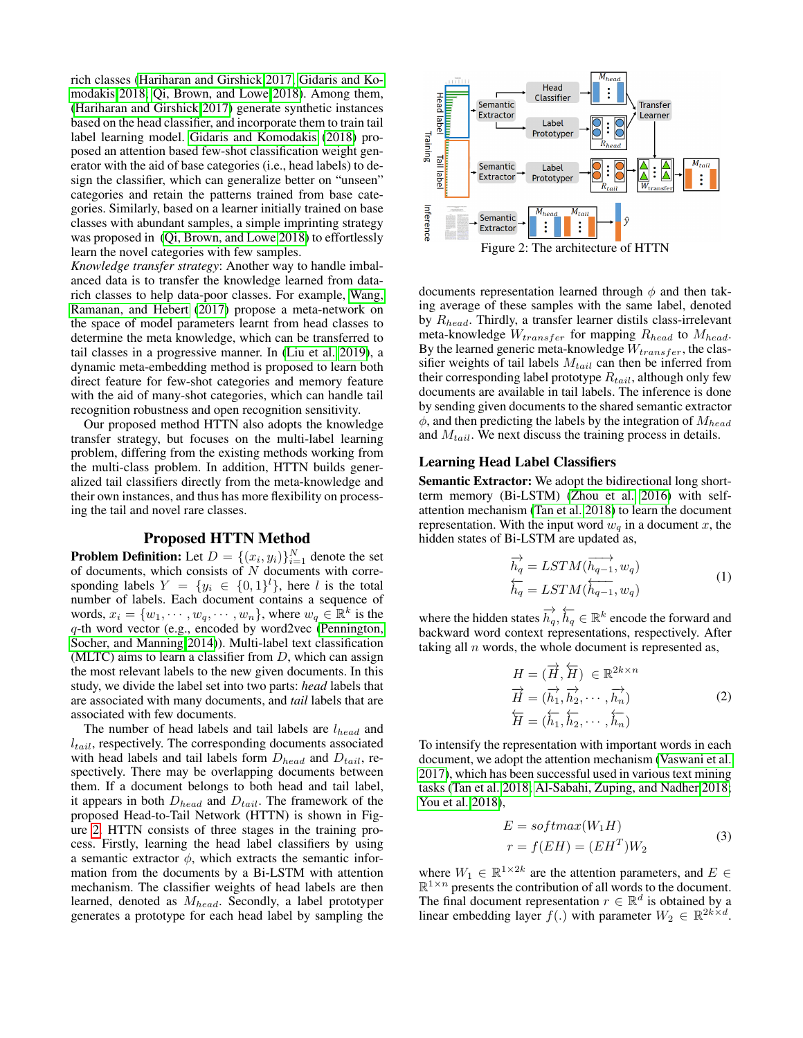rich classes (Hariharan and Girshick 2017; Gidaris and Komodakis 2018; Qi, Brown, and Lowe 2018). Among them, (Hariharan and Girshick 2017) generate synthetic instances based on the head classifier, and incorporate them to train tail label learning model. Gidaris and Komodakis (2018) proposed an attention based few-shot classification weight generator with the aid of base categories (i.e., head labels) to design the classifier, which can generalize better on "unseen" categories and retain the patterns trained from base categories. Similarly, based on a learner initially trained on base classes with abundant samples, a simple imprinting strategy was proposed in (Qi, Brown, and Lowe 2018) to effortlessly learn the novel categories with few samples.

*Knowledge transfer strategy*: Another way to handle imbalanced data is to transfer the knowledge learned from data-rich classes to help data-poor classes. For example, Wang, Ramanan, and Hebert (2017) propose a meta-network on the space of model parameters learnt from head classes to determine the meta knowledge, which can be transferred to tail classes in a progressive manner. In (Liu et al. 2019), a dynamic meta-embedding method is proposed to learn both direct feature for few-shot categories and memory feature with the aid of many-shot categories, which can handle tail recognition robustness and open recognition sensitivity.

Our proposed method HTTN also adopts the knowledge transfer strategy, but focuses on the multi-label learning problem, differing from the existing methods working from the multi-class problem. In addition, HTTN builds generalized tail classifiers directly from the meta-knowledge and their own instances, and thus has more flexibility on processing the tail and novel rare classes.

## Proposed HTTN Method

**Problem Definition:** Let $D = \{(x_i, y_i)\}_{i=1}^{N}$ denote the set of documents, which consists of $N$ documents with corresponding labels $Y = \{y_i \in \{0,1\}^l\}$, here $l$ is the total number of labels. Each document contains a sequence of words, $x_i = \{w_1, \cdots, w_q, \cdots, w_n\}$, where $w_q \in \mathbb{R}^k$ is the $q$-th word vector (e.g., encoded by word2vec (Pennington, Socher, and Manning 2014)). Multi-label text classification (MLTC) aims to learn a classifier from $D$, which can assign the most relevant labels to the new given documents. In this study, we divide the label set into two parts: *head* labels that are associated with many documents, and *tail* labels that are associated with few documents.

The number of head labels and tail labels are $l_{head}$ and $l_{tail}$, respectively. The corresponding documents associated with head labels and tail labels form $D_{head}$ and $D_{tail}$, respectively. There may be overlapping documents between them. If a document belongs to both head and tail label, it appears in both $D_{head}$ and $D_{tail}$. The framework of the proposed Head-to-Tail Network (HTTN) is shown in Figure 2. HTTN consists of three stages in the training process. Firstly, learning the head label classifiers by using a semantic extractor $\phi$, which extracts the semantic information from the documents by a Bi-LSTM with attention mechanism. The classifier weights of head labels are then learned, denoted as $M_{head}$. Secondly, a label prototyper generates a prototype for each head label by sampling the documents representation learned through $\phi$ and then taking average of these samples with the same label, denoted by $R_{head}$. Thirdly, a transfer learner distils class-irrelevant meta-knowledge $W_{transfer}$ for mapping $R_{head}$ to $M_{head}$. By the learned generic meta-knowledge $W_{transfer}$, the classifier weights of tail labels $M_{tail}$ can then be inferred from their corresponding label prototype $R_{tail}$, although only few documents are available in tail labels. The inference is done by sending given documents to the shared semantic extractor $\phi$, and then predicting the labels by the integration of $M_{head}$ and $M_{tail}$. We next discuss the training process in details.

Figure 2: The architecture of HTTN

### Learning Head Label Classifiers

**Semantic Extractor:** We adopt the bidirectional long short-term memory (Bi-LSTM) (Zhou et al. 2016) with self-attention mechanism (Tan et al. 2018) to learn the document representation. With the input word $w_q$ in a document $x$, the hidden states of Bi-LSTM are updated as,

$$\overrightarrow{h_q} = LSTM(\overrightarrow{h_{q-1}}, w_q)$$
$$\overleftarrow{h_q} = LSTM(\overleftarrow{h_{q-1}}, w_q) \tag{1}$$

where the hidden states $\overrightarrow{h_q}, \overleftarrow{h_q} \in \mathbb{R}^k$ encode the forward and backward word context representations, respectively. After taking all $n$ words, the whole document is represented as,

$$H = (\overrightarrow{H}, \overleftarrow{H}) \in \mathbb{R}^{2k \times n}$$
$$\overrightarrow{H} = (\overrightarrow{h_1}, \overrightarrow{h_2}, \cdots, \overrightarrow{h_n}) \tag{2}$$
$$\overleftarrow{H} = (\overleftarrow{h_1}, \overleftarrow{h_2}, \cdots, \overleftarrow{h_n})$$

To intensify the representation with important words in each document, we adopt the attention mechanism (Vaswani et al. 2017), which has been successful used in various text mining tasks (Tan et al. 2018; Al-Sabahi, Zuping, and Nadher 2018; You et al. 2018),

$$E = softmax(W_1 H)$$
$$r = f(EH) = (EH^T)W_2 \tag{3}$$

where $W_1 \in \mathbb{R}^{1\times 2k}$ are the attention parameters, and $E \in \mathbb{R}^{1\times n}$ presents the contribution of all words to the document. The final document representation $r \in \mathbb{R}^d$ is obtained by a linear embedding layer $f(.)$ with parameter $W_2 \in \mathbb{R}^{2k\times d}$.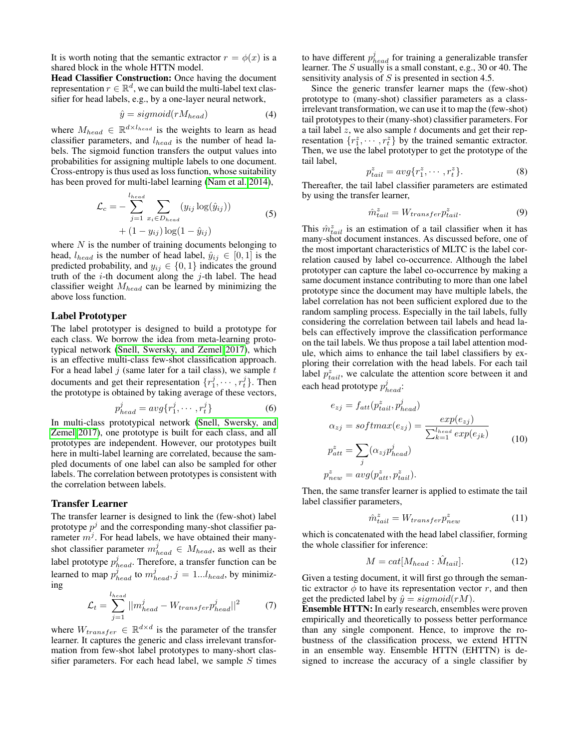It is worth noting that the semantic extractor $r = \phi(x)$ is a shared block in the whole HTTN model.

**Head Classifier Construction:** Once having the document representation $r \in \mathbb{R}^d$, we can build the multi-label text classifier for head labels, e.g., by a one-layer neural network,

$$\hat{y} = sigmoid(rM_{head}) \tag{4}$$

where $M_{head} \in \mathbb{R}^{d \times l_{head}}$ is the weights to learn as head classifier parameters, and $l_{head}$ is the number of head labels. The sigmoid function transfers the output values into probabilities for assigning multiple labels to one document. Cross-entropy is thus used as loss function, whose suitability has been proved for multi-label learning (Nam et al. 2014),

$$\begin{aligned} \mathcal{L}_c = -\sum_{j=1}^{l_{head}} \sum_{x_i \in D_{head}} & (y_{ij} \log(\hat{y}_{ij})) \\ & + (1 - y_{ij}) \log(1 - \hat{y}_{ij}) \end{aligned} \tag{5}$$

where $N$ is the number of training documents belonging to head, $l_{head}$ is the number of head label, $\hat{y}_{ij} \in [0, 1]$ is the predicted probability, and $y_{ij} \in \{0, 1\}$ indicates the ground truth of the $i$-th document along the $j$-th label. The head classifier weight $M_{head}$ can be learned by minimizing the above loss function.

## Label Prototyper

The label prototyper is designed to build a prototype for each class. We borrow the idea from meta-learning prototypical network (Snell, Swersky, and Zemel 2017), which is an effective multi-class few-shot classification approach. For a head label $j$ (same later for a tail class), we sample $t$ documents and get their representation $\{r_1^j, \cdots, r_t^j\}$. Then the prototype is obtained by taking average of these vectors,

$$p_{head}^j = avg\{r_1^j, \cdots, r_t^j\} \tag{6}$$

In multi-class prototypical network (Snell, Swersky, and Zemel 2017), one prototype is built for each class, and all prototypes are independent. However, our prototypes built here in multi-label learning are correlated, because the sampled documents of one label can also be sampled for other labels. The correlation between prototypes is consistent with the correlation between labels.

## Transfer Learner

The transfer learner is designed to link the (few-shot) label prototype $p^j$ and the corresponding many-shot classifier parameter $m^j$. For head labels, we have obtained their many-shot classifier parameter $m_{head}^j \in M_{head}$, as well as their label prototype $p_{head}^j$. Therefore, a transfer function can be learned to map $p_{head}^j$ to $m_{head}^j, j = 1...l_{head}$, by minimizing

$$\mathcal{L}_t = \sum_{j=1}^{l_{head}} ||m_{head}^j - W_{transfer} p_{head}^j||^2 \tag{7}$$

where $W_{transfer} \in \mathbb{R}^{d \times d}$ is the parameter of the transfer learner. It captures the generic and class irrelevant transformation from few-shot label prototypes to many-short classifier parameters. For each head label, we sample $S$ times to have different $p_{head}^j$ for training a generalizable transfer learner. The $S$ usually is a small constant, e.g., 30 or 40. The sensitivity analysis of $S$ is presented in section 4.5.

Since the generic transfer learner maps the (few-shot) prototype to (many-shot) classifier parameters as a class-irrelevant transformation, we can use it to map the (few-shot) tail prototypes to their (many-shot) classifier parameters. For a tail label $z$, we also sample $t$ documents and get their representation $\{r_1^z, \cdots, r_t^z\}$ by the trained semantic extractor. Then, we use the label prototyper to get the prototype of the tail label,

$$p_{tail}^z = avg\{r_1^z, \cdots, r_t^z\}. \tag{8}$$

Thereafter, the tail label classifier parameters are estimated by using the transfer learner,

$$\hat{m}_{tail}^z = W_{transfer} p_{tail}^z. \tag{9}$$

This $\hat{m}_{tail}^z$ is an estimation of a tail classifier when it has many-shot document instances. As discussed before, one of the most important characteristics of MLTC is the label correlation caused by label co-occurrence. Although the label prototyper can capture the label co-occurrence by making a same document instance contributing to more than one label prototype since the document may have multiple labels, the label correlation has not been sufficient explored due to the random sampling process. Especially in the tail labels, fully considering the correlation between tail labels and head labels can effectively improve the classification performance on the tail labels. We thus propose a tail label attention module, which aims to enhance the tail label classifiers by exploring their correlation with the head labels. For each tail label $p_{tail}^z$, we calculate the attention score between it and each head prototype $p_{head}^j$:

$$\begin{aligned} e_{zj} &= f_{att}(p_{tail}^z, p_{head}^j) \\ \alpha_{zj} &= softmax(e_{zj}) = \frac{exp(e_{zj})}{\sum_{k=1}^{l_{head}} exp(e_{jk})} \\ p_{att}^z &= \sum_j (\alpha_{zj} p_{head}^j) \\ p_{new}^z &= avg(p_{att}^z, p_{tail}^z). \end{aligned} \tag{10}$$

Then, the same transfer learner is applied to estimate the tail label classifier parameters,

$$\hat{m}_{tail}^z = W_{transfer} p_{new}^z \tag{11}$$

which is concatenated with the head label classifier, forming the whole classifier for inference:

$$M = cat[M_{head} : \hat{M}_{tail}]. \tag{12}$$

Given a testing document, it will first go through the semantic extractor $\phi$ to have its representation vector $r$, and then get the predicted label by $\hat{y} = sigmoid(rM)$.

**Ensemble HTTN:** In early research, ensembles were proven empirically and theoretically to possess better performance than any single component. Hence, to improve the robustness of the classification process, we extend HTTN in an ensemble way. Ensemble HTTN (EHTTN) is designed to increase the accuracy of a single classifier by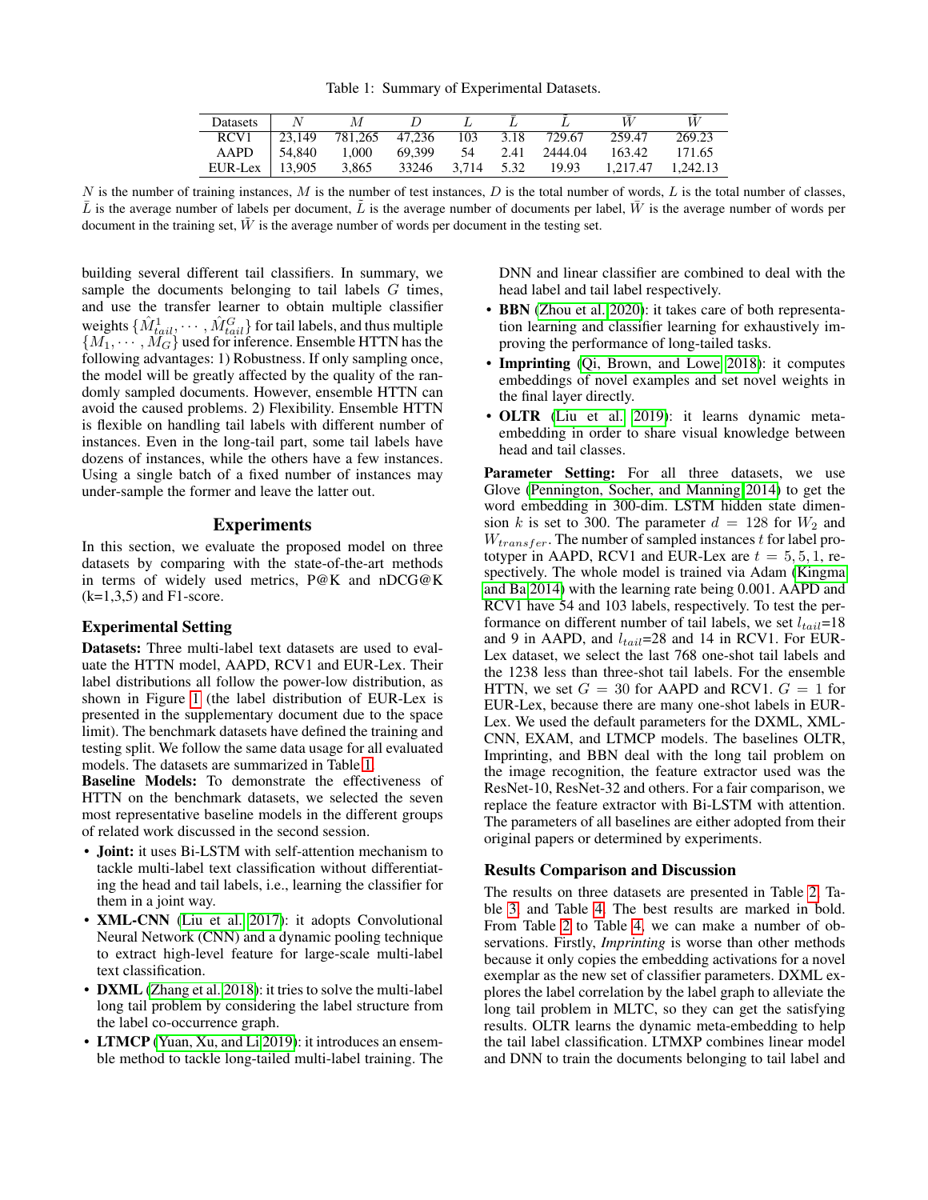Table 1: Summary of Experimental Datasets.

| Datasets | $N$ | $M$ | $D$ | $L$ | $\bar{L}$ | $\tilde{L}$ | $\bar{W}$ | $\tilde{W}$ |
|---|---|---|---|---|---|---|---|---|
| RCV1 | 23,149 | 781,265 | 47,236 | 103 | 3.18 | 729.67 | 259.47 | 269.23 |
| AAPD | 54,840 | 1,000 | 69,399 | 54 | 2.41 | 2444.04 | 163.42 | 171.65 |
| EUR-Lex | 13,905 | 3,865 | 33246 | 3,714 | 5.32 | 19.93 | 1,217.47 | 1,242.13 |

$N$ is the number of training instances, $M$ is the number of test instances, $D$ is the total number of words, $L$ is the total number of classes, $\bar{L}$ is the average number of labels per document, $\tilde{L}$ is the average number of documents per label, $\bar{W}$ is the average number of words per document in the training set, $\tilde{W}$ is the average number of words per document in the testing set.

building several different tail classifiers. In summary, we sample the documents belonging to tail labels $G$ times, and use the transfer learner to obtain multiple classifier weights $\{\hat{M}_{tail}^{1}, \cdots, \hat{M}_{tail}^{G}\}$ for tail labels, and thus multiple $\{M_1, \cdots, M_G\}$ used for inference. Ensemble HTTN has the following advantages: 1) Robustness. If only sampling once, the model will be greatly affected by the quality of the randomly sampled documents. However, ensemble HTTN can avoid the caused problems. 2) Flexibility. Ensemble HTTN is flexible on handling tail labels with different number of instances. Even in the long-tail part, some tail labels have dozens of instances, while the others have a few instances. Using a single batch of a fixed number of instances may under-sample the former and leave the latter out.

## Experiments

In this section, we evaluate the proposed model on three datasets by comparing with the state-of-the-art methods in terms of widely used metrics, P@K and nDCG@K (k=1,3,5) and F1-score.

### Experimental Setting

**Datasets:** Three multi-label text datasets are used to evaluate the HTTN model, AAPD, RCV1 and EUR-Lex. Their label distributions all follow the power-low distribution, as shown in Figure 1 (the label distribution of EUR-Lex is presented in the supplementary document due to the space limit). The benchmark datasets have defined the training and testing split. We follow the same data usage for all evaluated models. The datasets are summarized in Table 1.

**Baseline Models:** To demonstrate the effectiveness of HTTN on the benchmark datasets, we selected the seven most representative baseline models in the different groups of related work discussed in the second session.

- **Joint:** it uses Bi-LSTM with self-attention mechanism to tackle multi-label text classification without differentiating the head and tail labels, i.e., learning the classifier for them in a joint way.
- **XML-CNN** (Liu et al. 2017): it adopts Convolutional Neural Network (CNN) and a dynamic pooling technique to extract high-level feature for large-scale multi-label text classification.
- **DXML** (Zhang et al. 2018): it tries to solve the multi-label long tail problem by considering the label structure from the label co-occurrence graph.
- **LTMCP** (Yuan, Xu, and Li 2019): it introduces an ensemble method to tackle long-tailed multi-label training. The DNN and linear classifier are combined to deal with the head label and tail label respectively.
- **BBN** (Zhou et al. 2020): it takes care of both representation learning and classifier learning for exhaustively improving the performance of long-tailed tasks.
- **Imprinting** (Qi, Brown, and Lowe 2018): it computes embeddings of novel examples and set novel weights in the final layer directly.
- **OLTR** (Liu et al. 2019): it learns dynamic meta-embedding in order to share visual knowledge between head and tail classes.

**Parameter Setting:** For all three datasets, we use Glove (Pennington, Socher, and Manning 2014) to get the word embedding in 300-dim. LSTM hidden state dimension $k$ is set to 300. The parameter $d = 128$ for $W_2$ and $W_{transfer}$. The number of sampled instances $t$ for label prototyper in AAPD, RCV1 and EUR-Lex are $t = 5, 5, 1$, respectively. The whole model is trained via Adam (Kingma and Ba 2014) with the learning rate being 0.001. AAPD and RCV1 have 54 and 103 labels, respectively. To test the performance on different number of tail labels, we set $l_{tail}$=18 and 9 in AAPD, and $l_{tail}$=28 and 14 in RCV1. For EUR-Lex dataset, we select the last 768 one-shot tail labels and the 1238 less than three-shot tail labels. For the ensemble HTTN, we set $G = 30$ for AAPD and RCV1. $G = 1$ for EUR-Lex, because there are many one-shot labels in EUR-Lex. We used the default parameters for the DXML, XML-CNN, EXAM, and LTMCP models. The baselines OLTR, Imprinting, and BBN deal with the long tail problem on the image recognition, the feature extractor used was the ResNet-10, ResNet-32 and others. For a fair comparison, we replace the feature extractor with Bi-LSTM with attention. The parameters of all baselines are either adopted from their original papers or determined by experiments.

### Results Comparison and Discussion

The results on three datasets are presented in Table 2, Table 3, and Table 4. The best results are marked in bold. From Table 2 to Table 4, we can make a number of observations. Firstly, *Imprinting* is worse than other methods because it only copies the embedding activations for a novel exemplar as the new set of classifier parameters. DXML explores the label correlation by the label graph to alleviate the long tail problem in MLTC, so they can get the satisfying results. OLTR learns the dynamic meta-embedding to help the tail label classification. LTMXP combines linear model and DNN to train the documents belonging to tail label and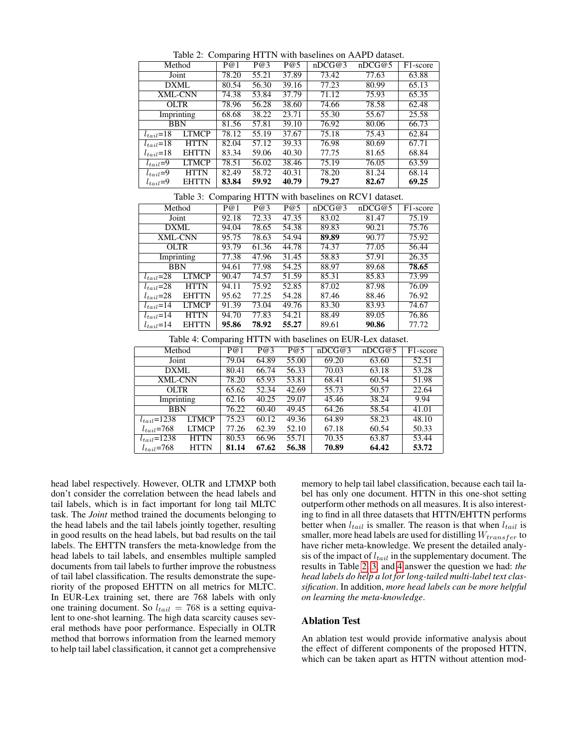Table 2: Comparing HTTN with baselines on AAPD dataset.

| Method | | P@1 | P@3 | P@5 | nDCG@3 | nDCG@5 | F1-score |
|---|---|---|---|---|---|---|---|
| Joint | | 78.20 | 55.21 | 37.89 | 73.42 | 77.63 | 63.88 |
| DXML | | 80.54 | 56.30 | 39.16 | 77.23 | 80.99 | 65.13 |
| XML-CNN | | 74.38 | 53.84 | 37.79 | 71.12 | 75.93 | 65.35 |
| OLTR | | 78.96 | 56.28 | 38.60 | 74.66 | 78.58 | 62.48 |
| Imprinting | | 68.68 | 38.22 | 23.71 | 55.30 | 55.67 | 25.58 |
| BBN | | 81.56 | 57.81 | 39.10 | 76.92 | 80.06 | 66.73 |
| $l_{tail}$=18 | LTMCP | 78.12 | 55.19 | 37.67 | 75.18 | 75.43 | 62.84 |
| $l_{tail}$=18 | HTTN | 82.04 | 57.12 | 39.33 | 76.98 | 80.69 | 67.71 |
| $l_{tail}$=18 | EHTTN | 83.34 | 59.06 | 40.30 | 77.75 | 81.65 | 68.84 |
| $l_{tail}$=9 | LTMCP | 78.51 | 56.02 | 38.46 | 75.19 | 76.05 | 63.59 |
| $l_{tail}$=9 | HTTN | 82.49 | 58.72 | 40.31 | 78.20 | 81.24 | 68.14 |
| $l_{tail}$=9 | EHTTN | **83.84** | **59.92** | **40.79** | **79.27** | **82.67** | **69.25** |

Table 3: Comparing HTTN with baselines on RCV1 dataset.

| Method | | P@1 | P@3 | P@5 | nDCG@3 | nDCG@5 | F1-score |
|---|---|---|---|---|---|---|---|
| Joint | | 92.18 | 72.33 | 47.35 | 83.02 | 81.47 | 75.19 |
| DXML | | 94.04 | 78.65 | 54.38 | 89.83 | 90.21 | 75.76 |
| XML-CNN | | 95.75 | 78.63 | 54.94 | **89.89** | 90.77 | 75.92 |
| OLTR | | 93.79 | 61.36 | 44.78 | 74.37 | 77.05 | 56.44 |
| Imprinting | | 77.38 | 47.96 | 31.45 | 58.83 | 57.91 | 26.35 |
| BBN | | 94.61 | 77.98 | 54.25 | 88.97 | 89.68 | **78.65** |
| $l_{tail}$=28 | LTMCP | 90.47 | 74.57 | 51.59 | 85.31 | 85.83 | 73.99 |
| $l_{tail}$=28 | HTTN | 94.11 | 75.92 | 52.85 | 87.02 | 87.98 | 76.09 |
| $l_{tail}$=28 | EHTTN | 95.62 | 77.25 | 54.28 | 87.46 | 88.46 | 76.92 |
| $l_{tail}$=14 | LTMCP | 91.39 | 73.04 | 49.76 | 83.30 | 83.93 | 74.67 |
| $l_{tail}$=14 | HTTN | 94.70 | 77.83 | 54.21 | 88.49 | 89.05 | 76.86 |
| $l_{tail}$=14 | EHTTN | **95.86** | **78.92** | **55.27** | 89.61 | **90.86** | 77.72 |

Table 4: Comparing HTTN with baselines on EUR-Lex dataset.

| Method | | P@1 | P@3 | P@5 | nDCG@3 | nDCG@5 | F1-score |
|---|---|---|---|---|---|---|---|
| Joint | | 79.04 | 64.89 | 55.00 | 69.20 | 63.60 | 52.51 |
| DXML | | 80.41 | 66.74 | 56.33 | 70.03 | 63.18 | 53.28 |
| XML-CNN | | 78.20 | 65.93 | 53.81 | 68.41 | 60.54 | 51.98 |
| OLTR | | 65.62 | 52.34 | 42.69 | 55.73 | 50.57 | 22.64 |
| Imprinting | | 62.16 | 40.25 | 29.07 | 45.46 | 38.24 | 9.94 |
| BBN | | 76.22 | 60.40 | 49.45 | 64.26 | 58.54 | 41.01 |
| $l_{tail}$=1238 | LTMCP | 75.23 | 60.12 | 49.36 | 64.89 | 58.23 | 48.10 |
| $l_{tail}$=768 | LTMCP | 77.26 | 62.39 | 52.10 | 67.18 | 60.54 | 50.33 |
| $l_{tail}$=1238 | HTTN | 80.53 | 66.96 | 55.71 | 70.35 | 63.87 | 53.44 |
| $l_{tail}$=768 | HTTN | **81.14** | **67.62** | **56.38** | **70.89** | **64.42** | **53.72** |

head label respectively. However, OLTR and LTMXP both don't consider the correlation between the head labels and tail labels, which is in fact important for long tail MLTC task. The *Joint* method trained the documents belonging to the head labels and the tail labels jointly together, resulting in good results on the head labels, but bad results on the tail labels. The EHTTN transfers the meta-knowledge from the head labels to tail labels, and ensembles multiple sampled documents from tail labels to further improve the robustness of tail label classification. The results demonstrate the superiority of the proposed EHTTN on all metrics for MLTC. In EUR-Lex training set, there are 768 labels with only one training document. So $l_{tail} = 768$ is a setting equivalent to one-shot learning. The high data scarcity causes several methods have poor performance. Especially in OLTR method that borrows information from the learned memory to help tail label classification, it cannot get a comprehensive memory to help tail label classification, because each tail label has only one document. HTTN in this one-shot setting outperform other methods on all measures. It is also interesting to find in all three datasets that HTTN/EHTTN performs better when $l_{tail}$ is smaller. The reason is that when $l_{tail}$ is smaller, more head labels are used for distilling $W_{transfer}$ to have richer meta-knowledge. We present the detailed analysis of the impact of $l_{tail}$ in the supplementary document. The results in Table 2, 3, and 4 answer the question we had: *the head labels do help a lot for long-tailed multi-label text classification*. In addition, *more head labels can be more helpful on learning the meta-knowledge*.

## Ablation Test

An ablation test would provide informative analysis about the effect of different components of the proposed HTTN, which can be taken apart as HTTN without attention mod-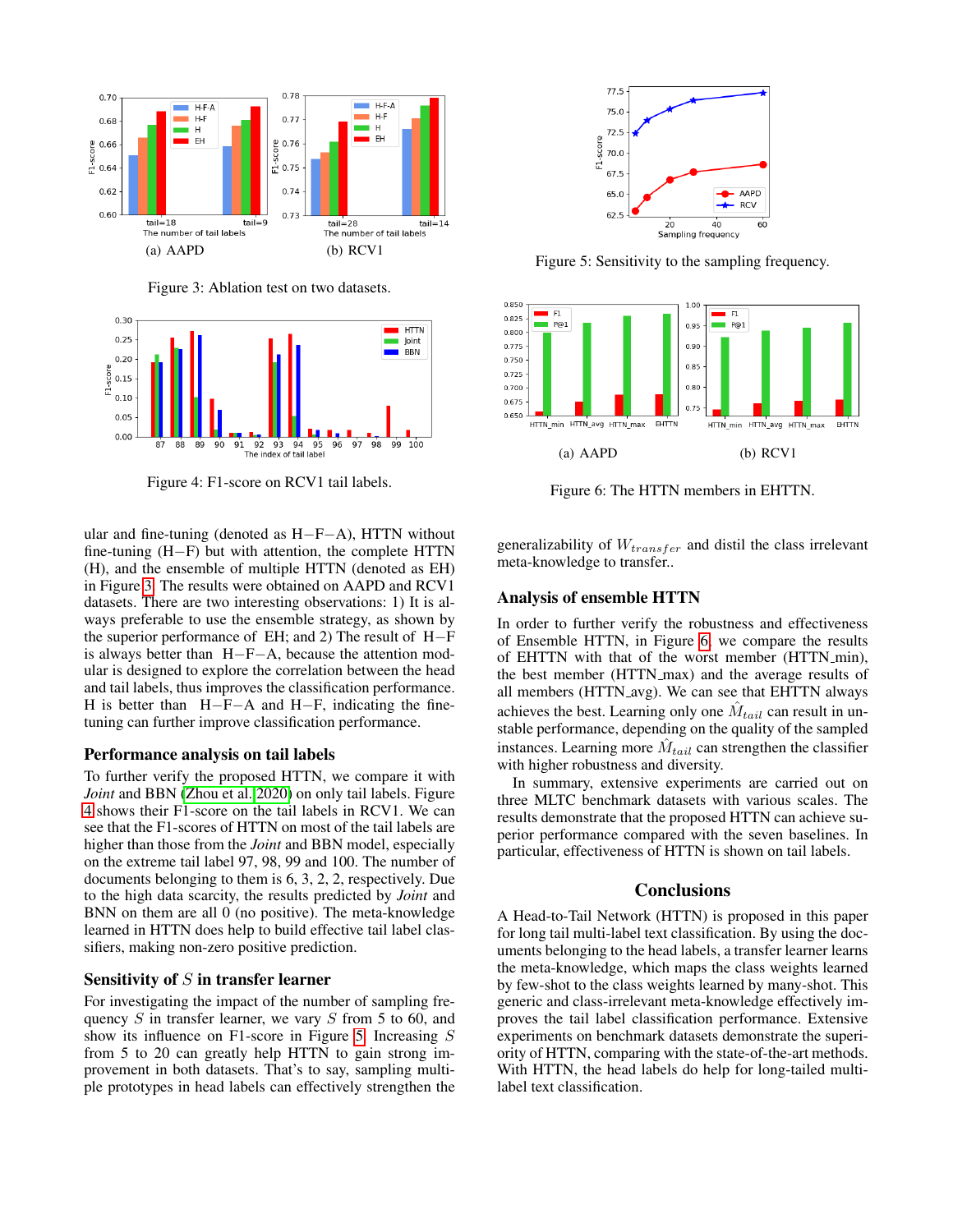Figure 3: Ablation test on two datasets.

Figure 4: F1-score on RCV1 tail labels.

ular and fine-tuning (denoted as H−F−A), HTTN without fine-tuning (H−F) but with attention, the complete HTTN (H), and the ensemble of multiple HTTN (denoted as EH) in Figure 3. The results were obtained on AAPD and RCV1 datasets. There are two interesting observations: 1) It is always preferable to use the ensemble strategy, as shown by the superior performance of EH; and 2) The result of H−F is always better than H−F−A, because the attention modular is designed to explore the correlation between the head and tail labels, thus improves the classification performance. H is better than H−F−A and H−F, indicating the fine-tuning can further improve classification performance.

### Performance analysis on tail labels

To further verify the proposed HTTN, we compare it with *Joint* and BBN (Zhou et al. 2020) on only tail labels. Figure 4 shows their F1-score on the tail labels in RCV1. We can see that the F1-scores of HTTN on most of the tail labels are higher than those from the *Joint* and BBN model, especially on the extreme tail label 97, 98, 99 and 100. The number of documents belonging to them is 6, 3, 2, 2, respectively. Due to the high data scarcity, the results predicted by *Joint* and BNN on them are all 0 (no positive). The meta-knowledge learned in HTTN does help to build effective tail label classifiers, making non-zero positive prediction.

### Sensitivity of $S$ in transfer learner

For investigating the impact of the number of sampling frequency $S$ in transfer learner, we vary $S$ from 5 to 60, and show its influence on F1-score in Figure 5. Increasing $S$ from 5 to 20 can greatly help HTTN to gain strong improvement in both datasets. That's to say, sampling multiple prototypes in head labels can effectively strengthen the generalizability of $W_{transfer}$ and distil the class irrelevant meta-knowledge to transfer..

Figure 5: Sensitivity to the sampling frequency.

Figure 6: The HTTN members in EHTTN.

### Analysis of ensemble HTTN

In order to further verify the robustness and effectiveness of Ensemble HTTN, in Figure 6 we compare the results of EHTTN with that of the worst member (HTTN_min), the best member (HTTN_max) and the average results of all members (HTTN_avg). We can see that EHTTN always achieves the best. Learning only one $\hat{M}_{tail}$ can result in unstable performance, depending on the quality of the sampled instances. Learning more $\hat{M}_{tail}$ can strengthen the classifier with higher robustness and diversity.

In summary, extensive experiments are carried out on three MLTC benchmark datasets with various scales. The results demonstrate that the proposed HTTN can achieve superior performance compared with the seven baselines. In particular, effectiveness of HTTN is shown on tail labels.

## Conclusions

A Head-to-Tail Network (HTTN) is proposed in this paper for long tail multi-label text classification. By using the documents belonging to the head labels, a transfer learner learns the meta-knowledge, which maps the class weights learned by few-shot to the class weights learned by many-shot. This generic and class-irrelevant meta-knowledge effectively improves the tail label classification performance. Extensive experiments on benchmark datasets demonstrate the superiority of HTTN, comparing with the state-of-the-art methods. With HTTN, the head labels do help for long-tailed multi-label text classification.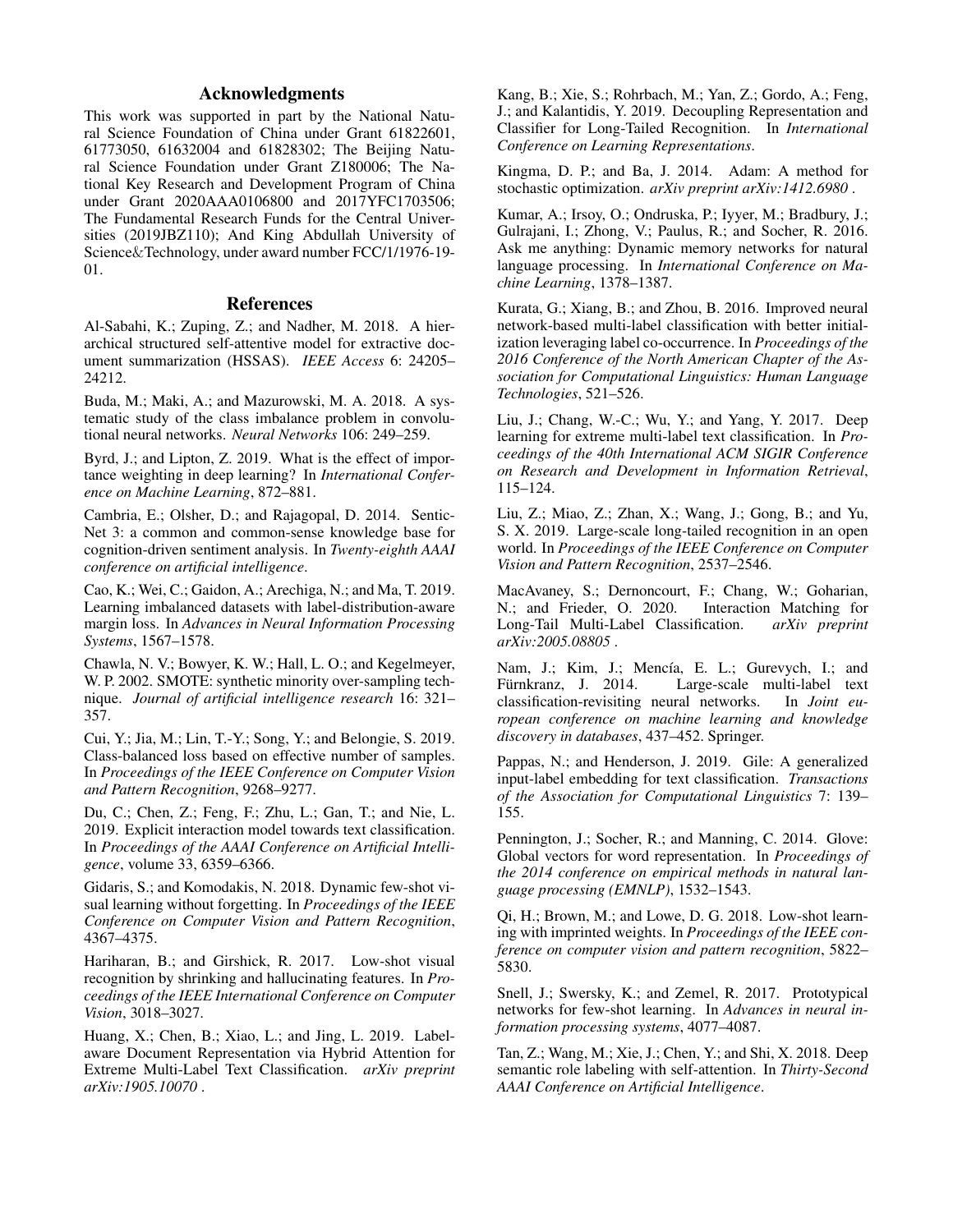## Acknowledgments

This work was supported in part by the National Natural Science Foundation of China under Grant 61822601, 61773050, 61632004 and 61828302; The Beijing Natural Science Foundation under Grant Z180006; The National Key Research and Development Program of China under Grant 2020AAA0106800 and 2017YFC1703506; The Fundamental Research Funds for the Central Universities (2019JBZ110); And King Abdullah University of Science&Technology, under award number FCC/1/1976-19-01.

## References

Al-Sabahi, K.; Zuping, Z.; and Nadher, M. 2018. A hierarchical structured self-attentive model for extractive document summarization (HSSAS). *IEEE Access* 6: 24205–24212.

Buda, M.; Maki, A.; and Mazurowski, M. A. 2018. A systematic study of the class imbalance problem in convolutional neural networks. *Neural Networks* 106: 249–259.

Byrd, J.; and Lipton, Z. 2019. What is the effect of importance weighting in deep learning? In *International Conference on Machine Learning*, 872–881.

Cambria, E.; Olsher, D.; and Rajagopal, D. 2014. SenticNet 3: a common and common-sense knowledge base for cognition-driven sentiment analysis. In *Twenty-eighth AAAI conference on artificial intelligence*.

Cao, K.; Wei, C.; Gaidon, A.; Arechiga, N.; and Ma, T. 2019. Learning imbalanced datasets with label-distribution-aware margin loss. In *Advances in Neural Information Processing Systems*, 1567–1578.

Chawla, N. V.; Bowyer, K. W.; Hall, L. O.; and Kegelmeyer, W. P. 2002. SMOTE: synthetic minority over-sampling technique. *Journal of artificial intelligence research* 16: 321–357.

Cui, Y.; Jia, M.; Lin, T.-Y.; Song, Y.; and Belongie, S. 2019. Class-balanced loss based on effective number of samples. In *Proceedings of the IEEE Conference on Computer Vision and Pattern Recognition*, 9268–9277.

Du, C.; Chen, Z.; Feng, F.; Zhu, L.; Gan, T.; and Nie, L. 2019. Explicit interaction model towards text classification. In *Proceedings of the AAAI Conference on Artificial Intelligence*, volume 33, 6359–6366.

Gidaris, S.; and Komodakis, N. 2018. Dynamic few-shot visual learning without forgetting. In *Proceedings of the IEEE Conference on Computer Vision and Pattern Recognition*, 4367–4375.

Hariharan, B.; and Girshick, R. 2017. Low-shot visual recognition by shrinking and hallucinating features. In *Proceedings of the IEEE International Conference on Computer Vision*, 3018–3027.

Huang, X.; Chen, B.; Xiao, L.; and Jing, L. 2019. Label-aware Document Representation via Hybrid Attention for Extreme Multi-Label Text Classification. *arXiv preprint arXiv:1905.10070* .

Kang, B.; Xie, S.; Rohrbach, M.; Yan, Z.; Gordo, A.; Feng, J.; and Kalantidis, Y. 2019. Decoupling Representation and Classifier for Long-Tailed Recognition. In *International Conference on Learning Representations*.

Kingma, D. P.; and Ba, J. 2014. Adam: A method for stochastic optimization. *arXiv preprint arXiv:1412.6980* .

Kumar, A.; Irsoy, O.; Ondruska, P.; Iyyer, M.; Bradbury, J.; Gulrajani, I.; Zhong, V.; Paulus, R.; and Socher, R. 2016. Ask me anything: Dynamic memory networks for natural language processing. In *International Conference on Machine Learning*, 1378–1387.

Kurata, G.; Xiang, B.; and Zhou, B. 2016. Improved neural network-based multi-label classification with better initialization leveraging label co-occurrence. In *Proceedings of the 2016 Conference of the North American Chapter of the Association for Computational Linguistics: Human Language Technologies*, 521–526.

Liu, J.; Chang, W.-C.; Wu, Y.; and Yang, Y. 2017. Deep learning for extreme multi-label text classification. In *Proceedings of the 40th International ACM SIGIR Conference on Research and Development in Information Retrieval*, 115–124.

Liu, Z.; Miao, Z.; Zhan, X.; Wang, J.; Gong, B.; and Yu, S. X. 2019. Large-scale long-tailed recognition in an open world. In *Proceedings of the IEEE Conference on Computer Vision and Pattern Recognition*, 2537–2546.

MacAvaney, S.; Dernoncourt, F.; Chang, W.; Goharian, N.; and Frieder, O. 2020. Interaction Matching for Long-Tail Multi-Label Classification. *arXiv preprint arXiv:2005.08805* .

Nam, J.; Kim, J.; Mencía, E. L.; Gurevych, I.; and Fürnkranz, J. 2014. Large-scale multi-label text classification-revisiting neural networks. In *Joint european conference on machine learning and knowledge discovery in databases*, 437–452. Springer.

Pappas, N.; and Henderson, J. 2019. Gile: A generalized input-label embedding for text classification. *Transactions of the Association for Computational Linguistics* 7: 139–155.

Pennington, J.; Socher, R.; and Manning, C. 2014. Glove: Global vectors for word representation. In *Proceedings of the 2014 conference on empirical methods in natural language processing (EMNLP)*, 1532–1543.

Qi, H.; Brown, M.; and Lowe, D. G. 2018. Low-shot learning with imprinted weights. In *Proceedings of the IEEE conference on computer vision and pattern recognition*, 5822–5830.

Snell, J.; Swersky, K.; and Zemel, R. 2017. Prototypical networks for few-shot learning. In *Advances in neural information processing systems*, 4077–4087.

Tan, Z.; Wang, M.; Xie, J.; Chen, Y.; and Shi, X. 2018. Deep semantic role labeling with self-attention. In *Thirty-Second AAAI Conference on Artificial Intelligence*.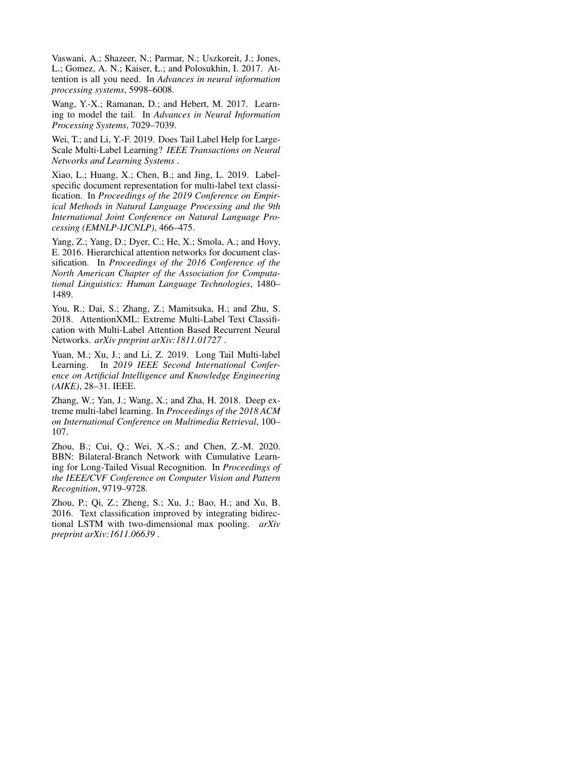Vaswani, A.; Shazeer, N.; Parmar, N.; Uszkoreit, J.; Jones, L.; Gomez, A. N.; Kaiser, Ł.; and Polosukhin, I. 2017. Attention is all you need. In *Advances in neural information processing systems*, 5998–6008.

Wang, Y.-X.; Ramanan, D.; and Hebert, M. 2017. Learning to model the tail. In *Advances in Neural Information Processing Systems*, 7029–7039.

Wei, T.; and Li, Y.-F. 2019. Does Tail Label Help for Large-Scale Multi-Label Learning? *IEEE Transactions on Neural Networks and Learning Systems* .

Xiao, L.; Huang, X.; Chen, B.; and Jing, L. 2019. Label-specific document representation for multi-label text classification. In *Proceedings of the 2019 Conference on Empirical Methods in Natural Language Processing and the 9th International Joint Conference on Natural Language Processing (EMNLP-IJCNLP)*, 466–475.

Yang, Z.; Yang, D.; Dyer, C.; He, X.; Smola, A.; and Hovy, E. 2016. Hierarchical attention networks for document classification. In *Proceedings of the 2016 Conference of the North American Chapter of the Association for Computational Linguistics: Human Language Technologies*, 1480–1489.

You, R.; Dai, S.; Zhang, Z.; Mamitsuka, H.; and Zhu, S. 2018. AttentionXML: Extreme Multi-Label Text Classification with Multi-Label Attention Based Recurrent Neural Networks. *arXiv preprint arXiv:1811.01727* .

Yuan, M.; Xu, J.; and Li, Z. 2019. Long Tail Multi-label Learning. In *2019 IEEE Second International Conference on Artificial Intelligence and Knowledge Engineering (AIKE)*, 28–31. IEEE.

Zhang, W.; Yan, J.; Wang, X.; and Zha, H. 2018. Deep extreme multi-label learning. In *Proceedings of the 2018 ACM on International Conference on Multimedia Retrieval*, 100–107.

Zhou, B.; Cui, Q.; Wei, X.-S.; and Chen, Z.-M. 2020. BBN: Bilateral-Branch Network with Cumulative Learning for Long-Tailed Visual Recognition. In *Proceedings of the IEEE/CVF Conference on Computer Vision and Pattern Recognition*, 9719–9728.

Zhou, P.; Qi, Z.; Zheng, S.; Xu, J.; Bao, H.; and Xu, B. 2016. Text classification improved by integrating bidirectional LSTM with two-dimensional max pooling. *arXiv preprint arXiv:1611.06639* .